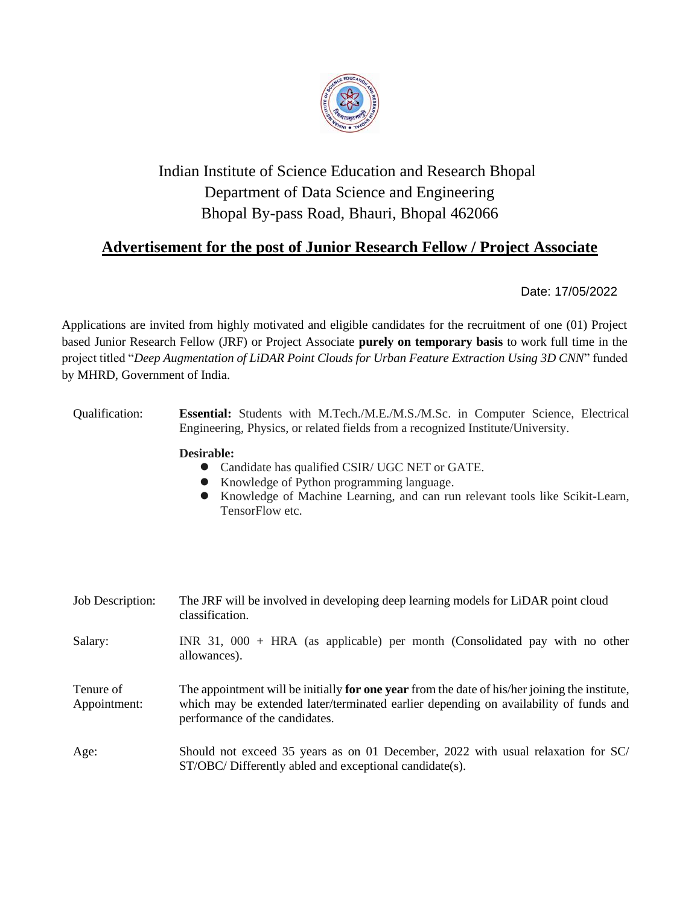Indian Institute of Science Education and Research Bhopal
Department of Data Science and Engineering
Bhopal By-pass Road, Bhauri, Bhopal 462066

## Advertisement for the post of Junior Research Fellow / Project Associate

Date: 17/05/2022

Applications are invited from highly motivated and eligible candidates for the recruitment of one (01) Project based Junior Research Fellow (JRF) or Project Associate **purely on temporary basis** to work full time in the project titled "*Deep Augmentation of LiDAR Point Clouds for Urban Feature Extraction Using 3D CNN*" funded by MHRD, Government of India.

Qualification: **Essential:** Students with M.Tech./M.E./M.S./M.Sc. in Computer Science, Electrical Engineering, Physics, or related fields from a recognized Institute/University.

**Desirable:**

- Candidate has qualified CSIR/ UGC NET or GATE.
- Knowledge of Python programming language.
- Knowledge of Machine Learning, and can run relevant tools like Scikit-Learn, TensorFlow etc.

Job Description: The JRF will be involved in developing deep learning models for LiDAR point cloud classification.

Salary: INR 31, 000 + HRA (as applicable) per month (Consolidated pay with no other allowances).

Tenure of Appointment: The appointment will be initially **for one year** from the date of his/her joining the institute, which may be extended later/terminated earlier depending on availability of funds and performance of the candidates.

Age: Should not exceed 35 years as on 01 December, 2022 with usual relaxation for SC/ ST/OBC/ Differently abled and exceptional candidate(s).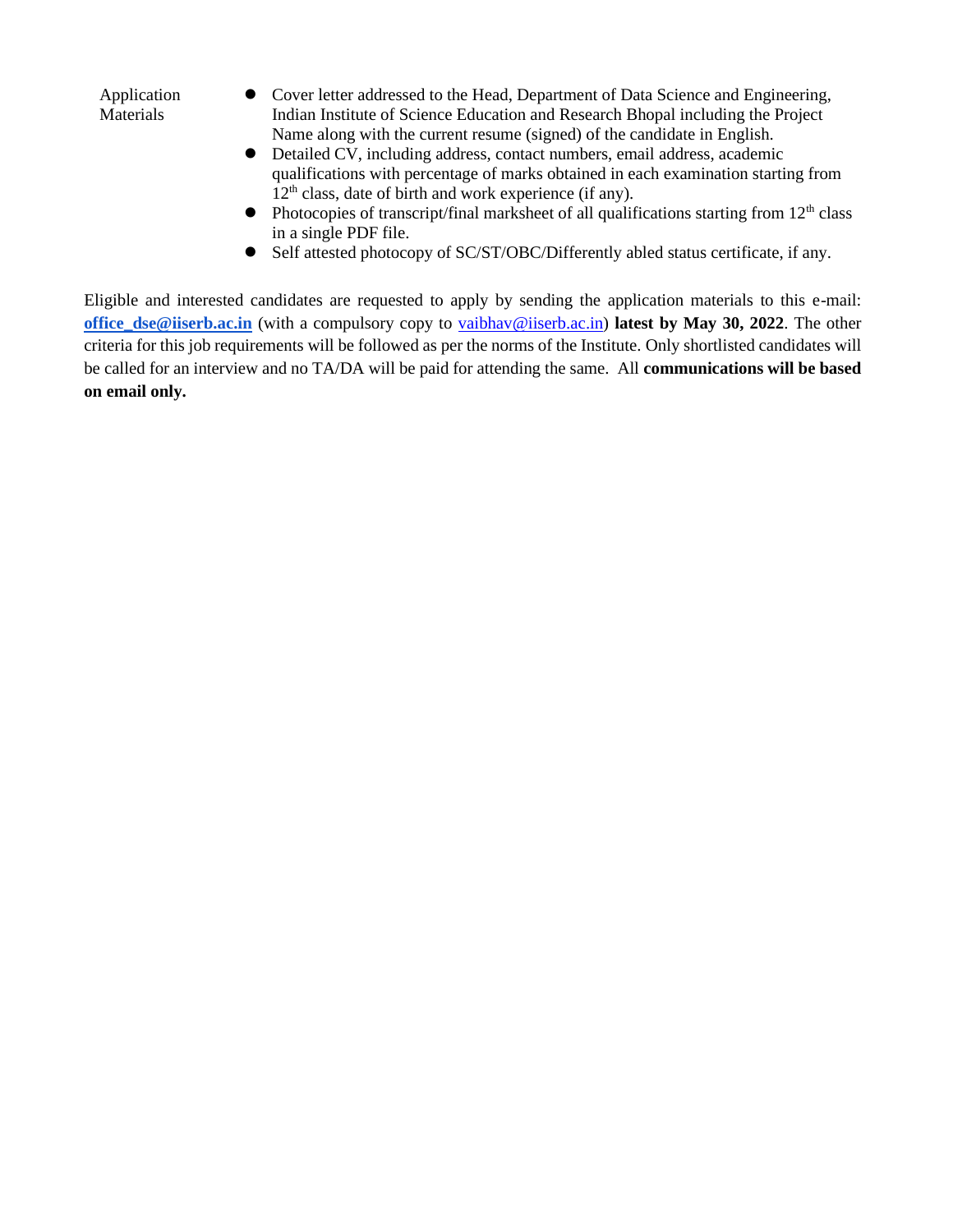| | |
|---|---|
| Application Materials | • Cover letter addressed to the Head, Department of Data Science and Engineering, Indian Institute of Science Education and Research Bhopal including the Project Name along with the current resume (signed) of the candidate in English.<br>• Detailed CV, including address, contact numbers, email address, academic qualifications with percentage of marks obtained in each examination starting from 12th class, date of birth and work experience (if any).<br>• Photocopies of transcript/final marksheet of all qualifications starting from 12th class in a single PDF file.<br>• Self attested photocopy of SC/ST/OBC/Differently abled status certificate, if any. |

Eligible and interested candidates are requested to apply by sending the application materials to this e-mail: **office_dse@iiserb.ac.in** (with a compulsory copy to vaibhav@iiserb.ac.in) **latest by May 30, 2022**. The other criteria for this job requirements will be followed as per the norms of the Institute. Only shortlisted candidates will be called for an interview and no TA/DA will be paid for attending the same. All **communications will be based on email only.**